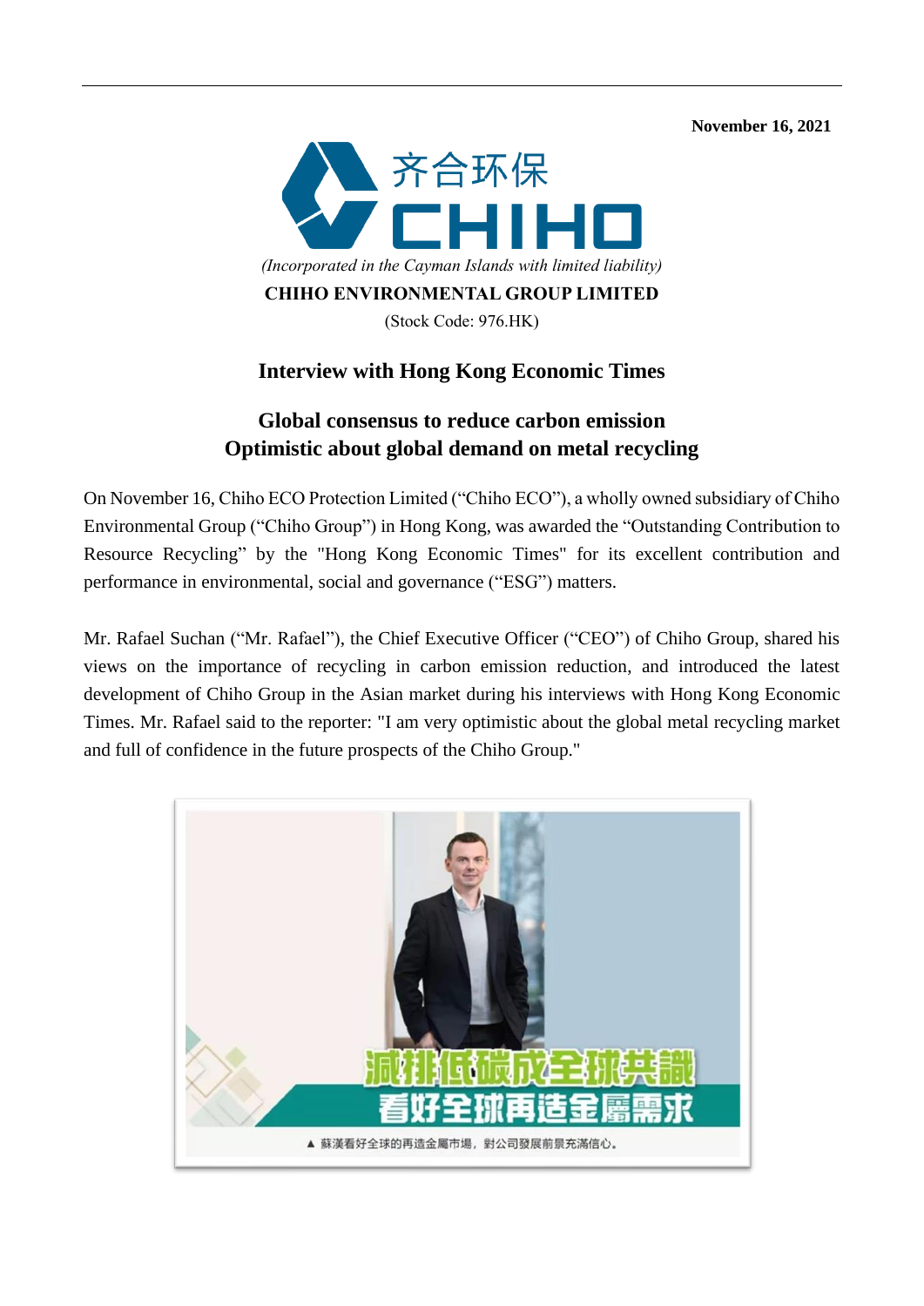November 16, 2021

齐合环保 CHIHO

*(Incorporated in the Cayman Islands with limited liability)*

**CHIHO ENVIRONMENTAL GROUP LIMITED**

(Stock Code: 976.HK)

# Interview with Hong Kong Economic Times

## Global consensus to reduce carbon emission
## Optimistic about global demand on metal recycling

On November 16, Chiho ECO Protection Limited ("Chiho ECO"), a wholly owned subsidiary of Chiho Environmental Group ("Chiho Group") in Hong Kong, was awarded the "Outstanding Contribution to Resource Recycling" by the "Hong Kong Economic Times" for its excellent contribution and performance in environmental, social and governance ("ESG") matters.

Mr. Rafael Suchan ("Mr. Rafael"), the Chief Executive Officer ("CEO") of Chiho Group, shared his views on the importance of recycling in carbon emission reduction, and introduced the latest development of Chiho Group in the Asian market during his interviews with Hong Kong Economic Times. Mr. Rafael said to the reporter: "I am very optimistic about the global metal recycling market and full of confidence in the future prospects of the Chiho Group."

減排低碳成全球共識
看好全球再造金屬需求

▲ 蘇漢看好全球的再造金屬市場，對公司發展前景充滿信心。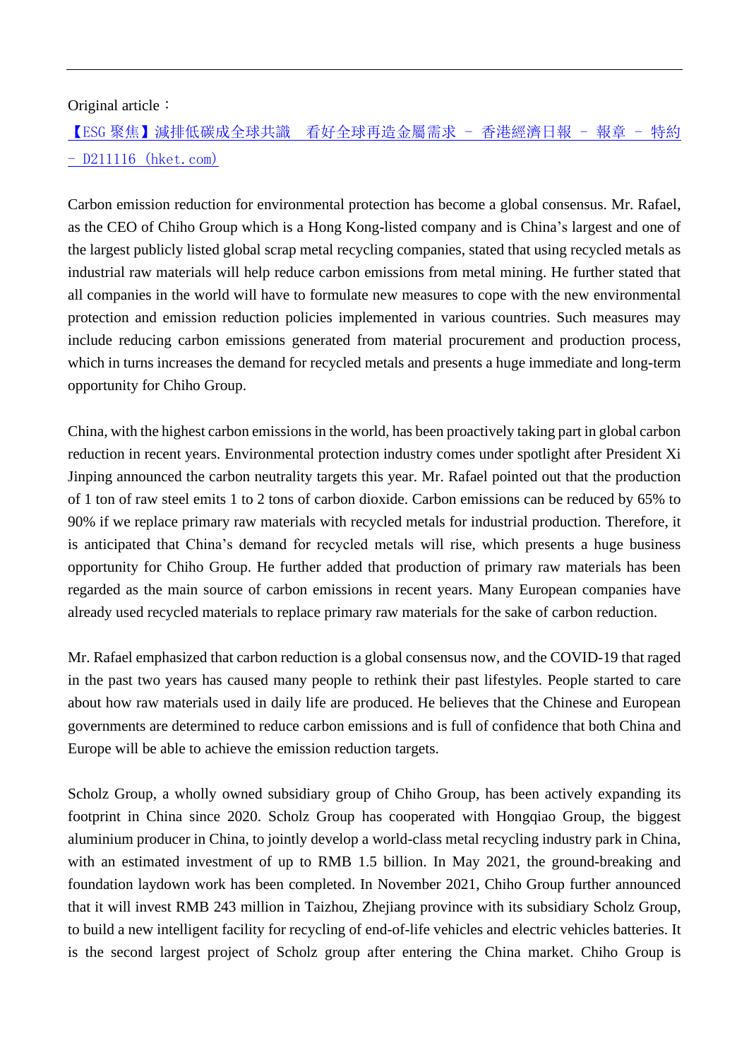Original article：

[【ESG 聚焦】減排低碳成全球共識　看好全球再造金屬需求 － 香港經濟日報 － 報章 － 特約 － D211116 (hket.com)](#)

Carbon emission reduction for environmental protection has become a global consensus. Mr. Rafael, as the CEO of Chiho Group which is a Hong Kong-listed company and is China's largest and one of the largest publicly listed global scrap metal recycling companies, stated that using recycled metals as industrial raw materials will help reduce carbon emissions from metal mining. He further stated that all companies in the world will have to formulate new measures to cope with the new environmental protection and emission reduction policies implemented in various countries. Such measures may include reducing carbon emissions generated from material procurement and production process, which in turns increases the demand for recycled metals and presents a huge immediate and long-term opportunity for Chiho Group.

China, with the highest carbon emissions in the world, has been proactively taking part in global carbon reduction in recent years. Environmental protection industry comes under spotlight after President Xi Jinping announced the carbon neutrality targets this year. Mr. Rafael pointed out that the production of 1 ton of raw steel emits 1 to 2 tons of carbon dioxide. Carbon emissions can be reduced by 65% to 90% if we replace primary raw materials with recycled metals for industrial production. Therefore, it is anticipated that China's demand for recycled metals will rise, which presents a huge business opportunity for Chiho Group. He further added that production of primary raw materials has been regarded as the main source of carbon emissions in recent years. Many European companies have already used recycled materials to replace primary raw materials for the sake of carbon reduction.

Mr. Rafael emphasized that carbon reduction is a global consensus now, and the COVID-19 that raged in the past two years has caused many people to rethink their past lifestyles. People started to care about how raw materials used in daily life are produced. He believes that the Chinese and European governments are determined to reduce carbon emissions and is full of confidence that both China and Europe will be able to achieve the emission reduction targets.

Scholz Group, a wholly owned subsidiary group of Chiho Group, has been actively expanding its footprint in China since 2020. Scholz Group has cooperated with Hongqiao Group, the biggest aluminium producer in China, to jointly develop a world-class metal recycling industry park in China, with an estimated investment of up to RMB 1.5 billion. In May 2021, the ground-breaking and foundation laydown work has been completed. In November 2021, Chiho Group further announced that it will invest RMB 243 million in Taizhou, Zhejiang province with its subsidiary Scholz Group, to build a new intelligent facility for recycling of end-of-life vehicles and electric vehicles batteries. It is the second largest project of Scholz group after entering the China market. Chiho Group is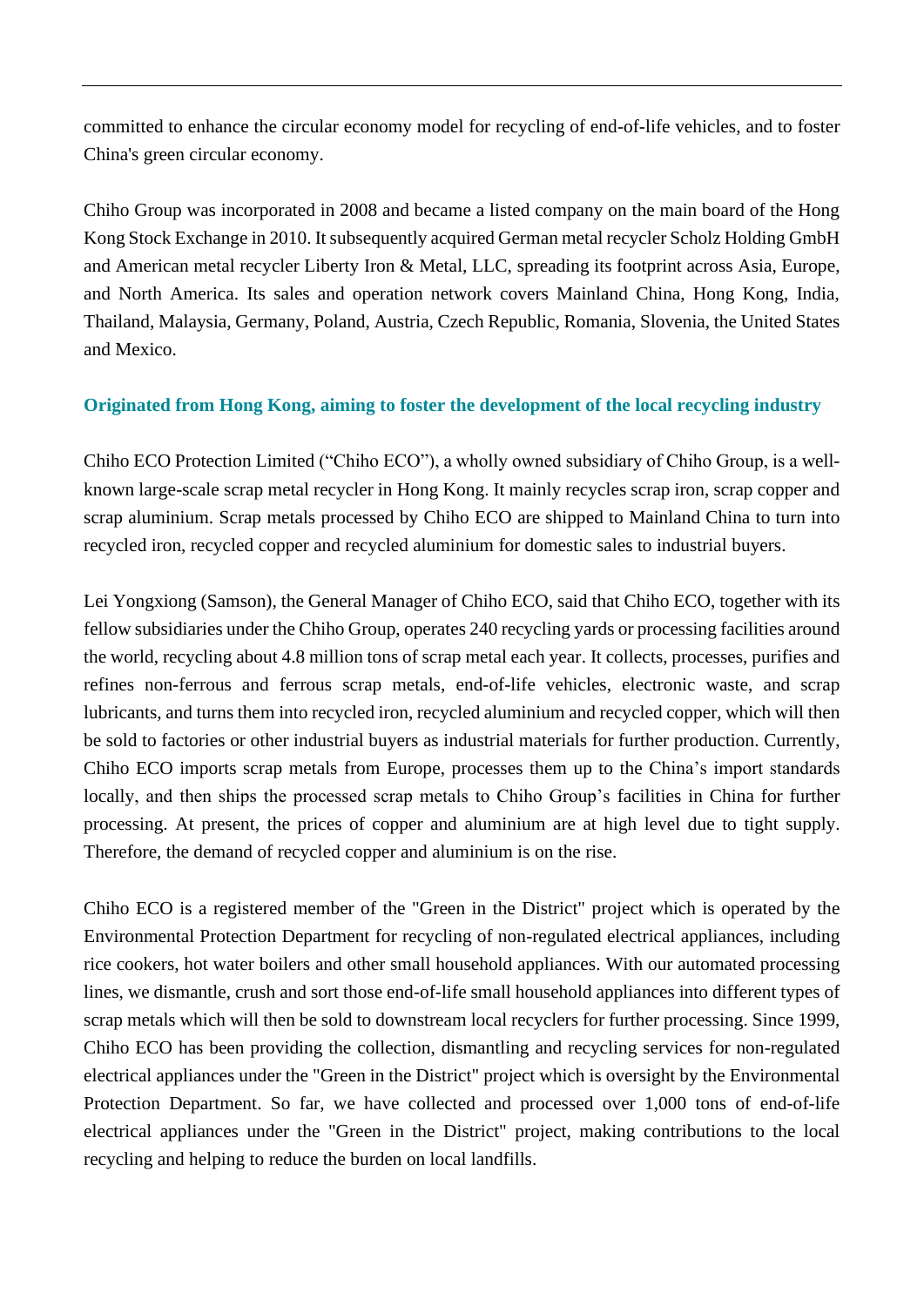committed to enhance the circular economy model for recycling of end-of-life vehicles, and to foster China's green circular economy.

Chiho Group was incorporated in 2008 and became a listed company on the main board of the Hong Kong Stock Exchange in 2010. It subsequently acquired German metal recycler Scholz Holding GmbH and American metal recycler Liberty Iron & Metal, LLC, spreading its footprint across Asia, Europe, and North America. Its sales and operation network covers Mainland China, Hong Kong, India, Thailand, Malaysia, Germany, Poland, Austria, Czech Republic, Romania, Slovenia, the United States and Mexico.

### Originated from Hong Kong, aiming to foster the development of the local recycling industry

Chiho ECO Protection Limited ("Chiho ECO"), a wholly owned subsidiary of Chiho Group, is a well-known large-scale scrap metal recycler in Hong Kong. It mainly recycles scrap iron, scrap copper and scrap aluminium. Scrap metals processed by Chiho ECO are shipped to Mainland China to turn into recycled iron, recycled copper and recycled aluminium for domestic sales to industrial buyers.

Lei Yongxiong (Samson), the General Manager of Chiho ECO, said that Chiho ECO, together with its fellow subsidiaries under the Chiho Group, operates 240 recycling yards or processing facilities around the world, recycling about 4.8 million tons of scrap metal each year. It collects, processes, purifies and refines non-ferrous and ferrous scrap metals, end-of-life vehicles, electronic waste, and scrap lubricants, and turns them into recycled iron, recycled aluminium and recycled copper, which will then be sold to factories or other industrial buyers as industrial materials for further production. Currently, Chiho ECO imports scrap metals from Europe, processes them up to the China's import standards locally, and then ships the processed scrap metals to Chiho Group's facilities in China for further processing. At present, the prices of copper and aluminium are at high level due to tight supply. Therefore, the demand of recycled copper and aluminium is on the rise.

Chiho ECO is a registered member of the "Green in the District" project which is operated by the Environmental Protection Department for recycling of non-regulated electrical appliances, including rice cookers, hot water boilers and other small household appliances. With our automated processing lines, we dismantle, crush and sort those end-of-life small household appliances into different types of scrap metals which will then be sold to downstream local recyclers for further processing. Since 1999, Chiho ECO has been providing the collection, dismantling and recycling services for non-regulated electrical appliances under the "Green in the District" project which is oversight by the Environmental Protection Department. So far, we have collected and processed over 1,000 tons of end-of-life electrical appliances under the "Green in the District" project, making contributions to the local recycling and helping to reduce the burden on local landfills.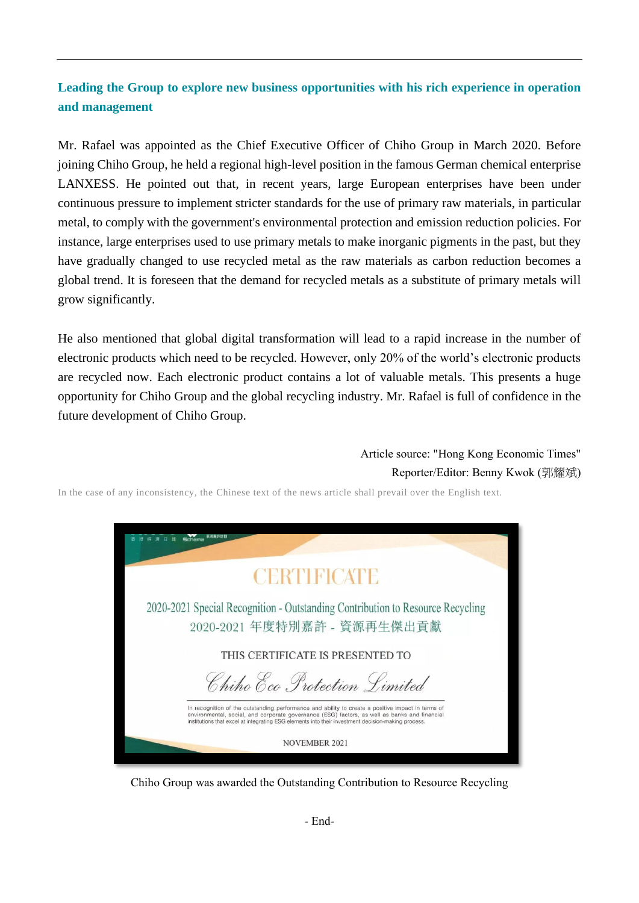## Leading the Group to explore new business opportunities with his rich experience in operation and management

Mr. Rafael was appointed as the Chief Executive Officer of Chiho Group in March 2020. Before joining Chiho Group, he held a regional high-level position in the famous German chemical enterprise LANXESS. He pointed out that, in recent years, large European enterprises have been under continuous pressure to implement stricter standards for the use of primary raw materials, in particular metal, to comply with the government's environmental protection and emission reduction policies. For instance, large enterprises used to use primary metals to make inorganic pigments in the past, but they have gradually changed to use recycled metal as the raw materials as carbon reduction becomes a global trend. It is foreseen that the demand for recycled metals as a substitute of primary metals will grow significantly.

He also mentioned that global digital transformation will lead to a rapid increase in the number of electronic products which need to be recycled. However, only 20% of the world's electronic products are recycled now. Each electronic product contains a lot of valuable metals. This presents a huge opportunity for Chiho Group and the global recycling industry. Mr. Rafael is full of confidence in the future development of Chiho Group.

Article source: "Hong Kong Economic Times"
Reporter/Editor: Benny Kwok (郭耀斌)

In the case of any inconsistency, the Chinese text of the news article shall prevail over the English text.

CERTIFICATE

2020-2021 Special Recognition - Outstanding Contribution to Resource Recycling
2020-2021 年度特別嘉許 - 資源再生傑出貢獻

THIS CERTIFICATE IS PRESENTED TO

Chiho Eco Protection Limited

In recognition of the outstanding performance and ability to create a positive impact in terms of environmental, social, and corporate governance (ESG) factors, as well as banks and financial institutions that excel at integrating ESG elements into their investment decision-making process.

NOVEMBER 2021

Chiho Group was awarded the Outstanding Contribution to Resource Recycling

- End-